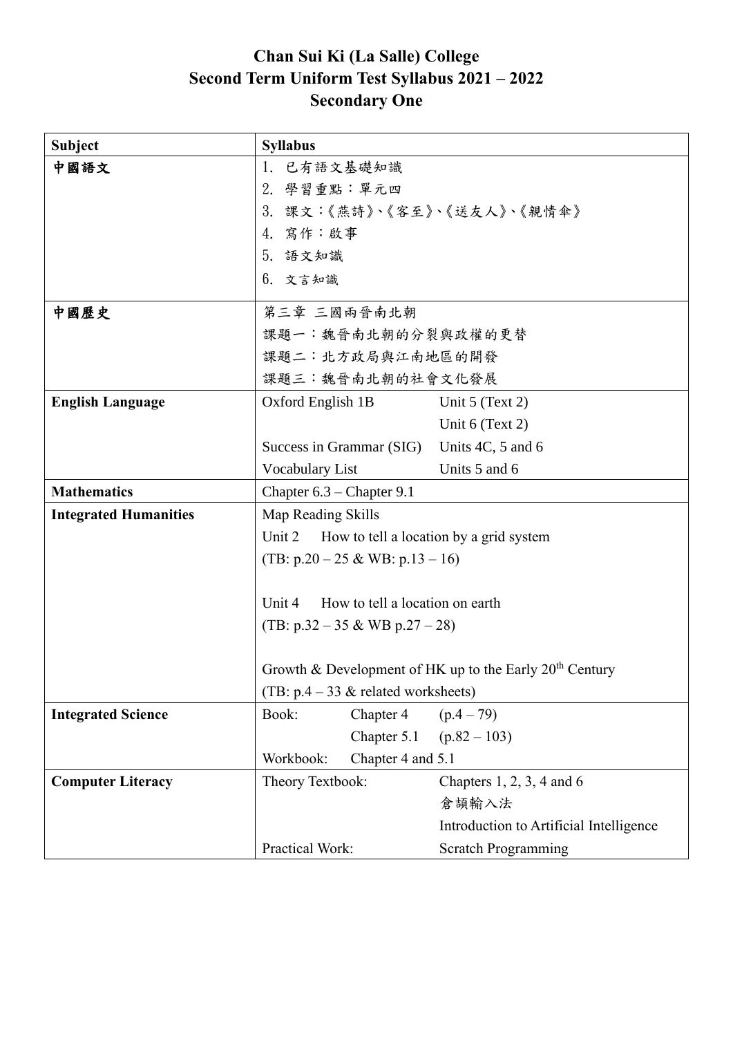# Chan Sui Ki (La Salle) College
## Second Term Uniform Test Syllabus 2021 – 2022
## Secondary One

| Subject | Syllabus | |
|---|---|---|
| **中國語文** | 1. 已有語文基礎知識<br>2. 學習重點：單元四<br>3. 課文：《燕詩》、《客至》、《送友人》、《親情傘》<br>4. 寫作：敘事<br>5. 語文知識<br>6. 文言知識 | |
| **中國歷史** | 第三章 三國兩晉南北朝<br>課題一：魏晉南北朝的分裂與政權的更替<br>課題二：北方政局與江南地區的開發<br>課題三：魏晉南北朝的社會文化發展 | |
| **English Language** | Oxford English 1B | Unit 5 (Text 2)<br>Unit 6 (Text 2) |
| | Success in Grammar (SIG) | Units 4C, 5 and 6 |
| | Vocabulary List | Units 5 and 6 |
| **Mathematics** | Chapter 6.3 – Chapter 9.1 | |
| **Integrated Humanities** | Map Reading Skills<br>Unit 2 How to tell a location by a grid system<br>(TB: p.20 – 25 & WB: p.13 – 16)<br><br>Unit 4 How to tell a location on earth<br>(TB: p.32 – 35 & WB p.27 – 28)<br><br>Growth & Development of HK up to the Early 20th Century<br>(TB: p.4 – 33 & related worksheets) | |
| **Integrated Science** | Book: Chapter 4 (p.4 – 79)<br>Chapter 5.1 (p.82 – 103)<br>Workbook: Chapter 4 and 5.1 | |
| **Computer Literacy** | Theory Textbook: | Chapters 1, 2, 3, 4 and 6<br>倉頡輸入法<br>Introduction to Artificial Intelligence |
| | Practical Work: | Scratch Programming |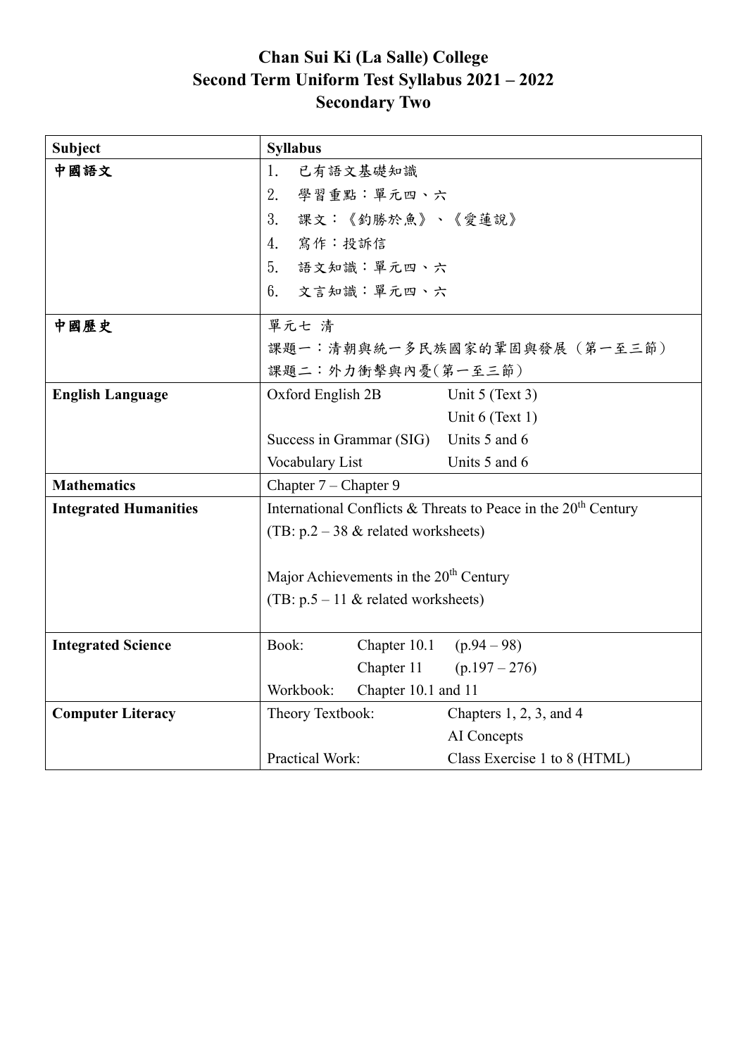# Chan Sui Ki (La Salle) College
## Second Term Uniform Test Syllabus 2021 – 2022
## Secondary Two

| Subject | Syllabus |
|---|---|
| **中國語文** | 1. 已有語文基礎知識<br>2. 學習重點：單元四、六<br>3. 課文：《釣勝於魚》、《愛蓮說》<br>4. 寫作：投訴信<br>5. 語文知識：單元四、六<br>6. 文言知識：單元四、六 |
| **中國歷史** | 單元七 清<br>課題一：清朝與統一多民族國家的鞏固與發展（第一至三節）<br>課題二：外力衝擊與內憂(第一至三節) |
| **English Language** | Oxford English 2B: Unit 5 (Text 3), Unit 6 (Text 1)<br>Success in Grammar (SIG): Units 5 and 6<br>Vocabulary List: Units 5 and 6 |
| **Mathematics** | Chapter 7 – Chapter 9 |
| **Integrated Humanities** | International Conflicts & Threats to Peace in the 20th Century<br>(TB: p.2 – 38 & related worksheets)<br><br>Major Achievements in the 20th Century<br>(TB: p.5 – 11 & related worksheets) |
| **Integrated Science** | Book: Chapter 10.1 (p.94 – 98), Chapter 11 (p.197 – 276)<br>Workbook: Chapter 10.1 and 11 |
| **Computer Literacy** | Theory Textbook: Chapters 1, 2, 3, and 4; AI Concepts<br>Practical Work: Class Exercise 1 to 8 (HTML) |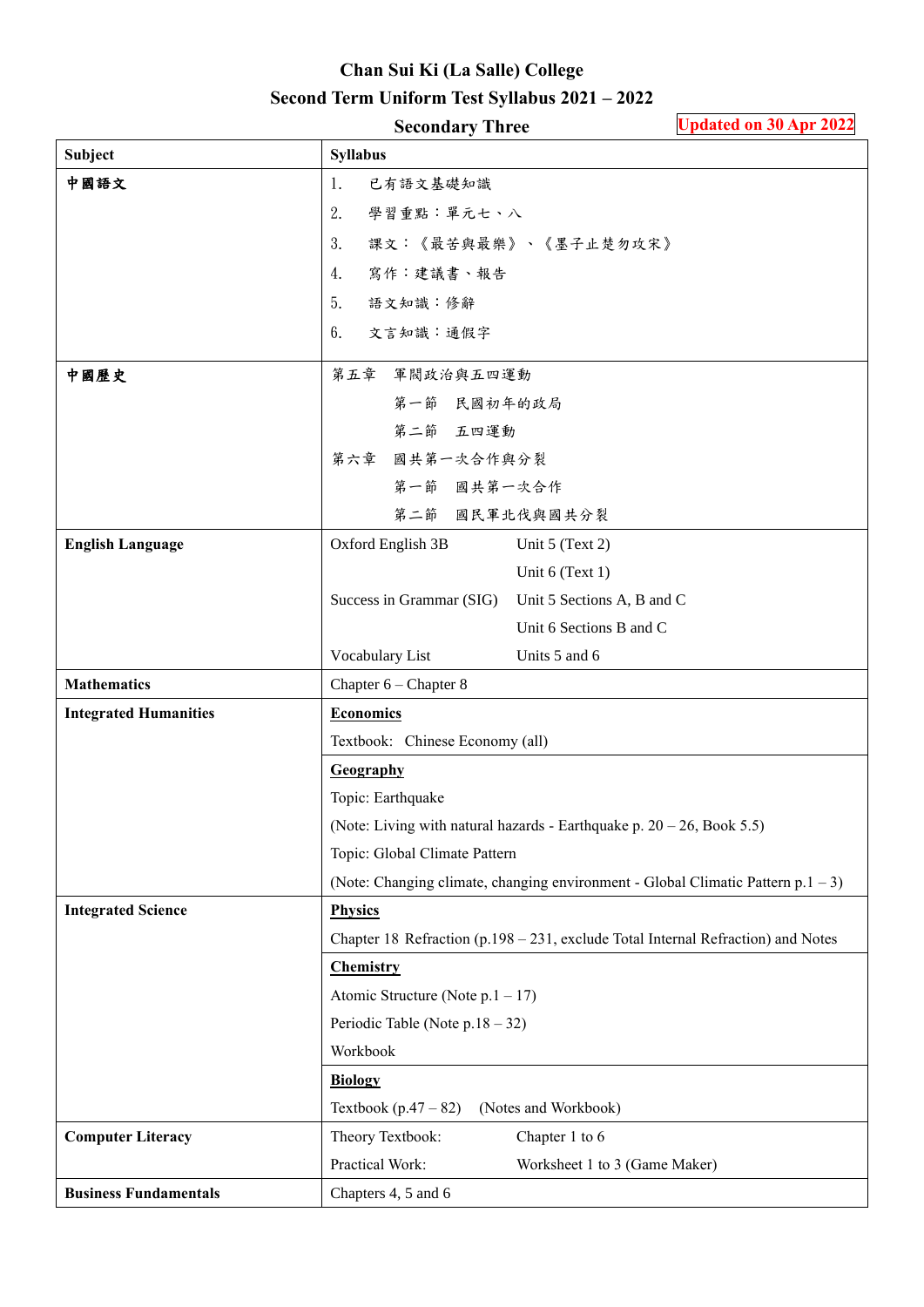# Chan Sui Ki (La Salle) College

## Second Term Uniform Test Syllabus 2021 – 2022

### Secondary Three

**Updated on 30 Apr 2022**

| Subject | Syllabus |
|---|---|
| **中國語文** | 1. 已有語文基礎知識<br>2. 學習重點：單元七、八<br>3. 課文：《最苦與最樂》、《墨子止楚勿攻宋》<br>4. 寫作：建議書、報告<br>5. 語文知識：修辭<br>6. 文言知識：通假字 |
| **中國歷史** | 第五章　軍閥政治與五四運動<br>第一節　民國初年的政局<br>第二節　五四運動<br>第六章　國共第一次合作與分裂<br>第一節　國共第一次合作<br>第二節　國民軍北伐與國共分裂 |
| **English Language** | Oxford English 3B: Unit 5 (Text 2); Unit 6 (Text 1)<br>Success in Grammar (SIG): Unit 5 Sections A, B and C; Unit 6 Sections B and C<br>Vocabulary List: Units 5 and 6 |
| **Mathematics** | Chapter 6 – Chapter 8 |
| **Integrated Humanities** | **Economics**<br>Textbook: Chinese Economy (all)<br>**Geography**<br>Topic: Earthquake<br>(Note: Living with natural hazards - Earthquake p. 20 – 26, Book 5.5)<br>Topic: Global Climate Pattern<br>(Note: Changing climate, changing environment - Global Climatic Pattern p.1 – 3) |
| **Integrated Science** | **Physics**<br>Chapter 18 Refraction (p.198 – 231, exclude Total Internal Refraction) and Notes<br>**Chemistry**<br>Atomic Structure (Note p.1 – 17)<br>Periodic Table (Note p.18 – 32)<br>Workbook<br>**Biology**<br>Textbook (p.47 – 82) (Notes and Workbook) |
| **Computer Literacy** | Theory Textbook: Chapter 1 to 6<br>Practical Work: Worksheet 1 to 3 (Game Maker) |
| **Business Fundamentals** | Chapters 4, 5 and 6 |